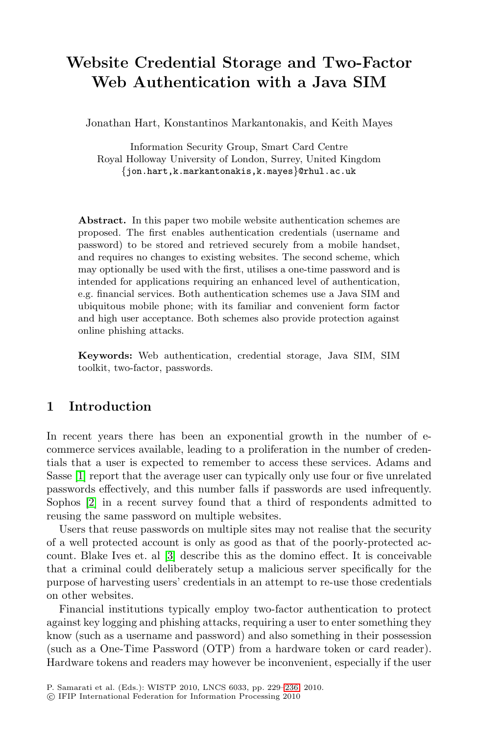# Website Credential Storage and Two-Factor Web Authentication with a Java SIM

Jonathan Hart, Konstantinos Markantonakis, and Keith Mayes

Information Security Group, Smart Card Centre
Royal Holloway University of London, Surrey, United Kingdom
{jon.hart,k.markantonakis,k.mayes}@rhul.ac.uk

**Abstract.** In this paper two mobile website authentication schemes are proposed. The first enables authentication credentials (username and password) to be stored and retrieved securely from a mobile handset, and requires no changes to existing websites. The second scheme, which may optionally be used with the first, utilises a one-time password and is intended for applications requiring an enhanced level of authentication, e.g. financial services. Both authentication schemes use a Java SIM and ubiquitous mobile phone; with its familiar and convenient form factor and high user acceptance. Both schemes also provide protection against online phishing attacks.

**Keywords:** Web authentication, credential storage, Java SIM, SIM toolkit, two-factor, passwords.

## 1 Introduction

In recent years there has been an exponential growth in the number of e-commerce services available, leading to a proliferation in the number of credentials that a user is expected to remember to access these services. Adams and Sasse [1] report that the average user can typically only use four or five unrelated passwords effectively, and this number falls if passwords are used infrequently. Sophos [2] in a recent survey found that a third of respondents admitted to reusing the same password on multiple websites.

Users that reuse passwords on multiple sites may not realise that the security of a well protected account is only as good as that of the poorly-protected account. Blake Ives et. al [3] describe this as the domino effect. It is conceivable that a criminal could deliberately setup a malicious server specifically for the purpose of harvesting users' credentials in an attempt to re-use those credentials on other websites.

Financial institutions typically employ two-factor authentication to protect against key logging and phishing attacks, requiring a user to enter something they know (such as a username and password) and also something in their possession (such as a One-Time Password (OTP) from a hardware token or card reader). Hardware tokens and readers may however be inconvenient, especially if the user

P. Samarati et al. (Eds.): WISTP 2010, LNCS 6033, pp. 229–236, 2010.
© IFIP International Federation for Information Processing 2010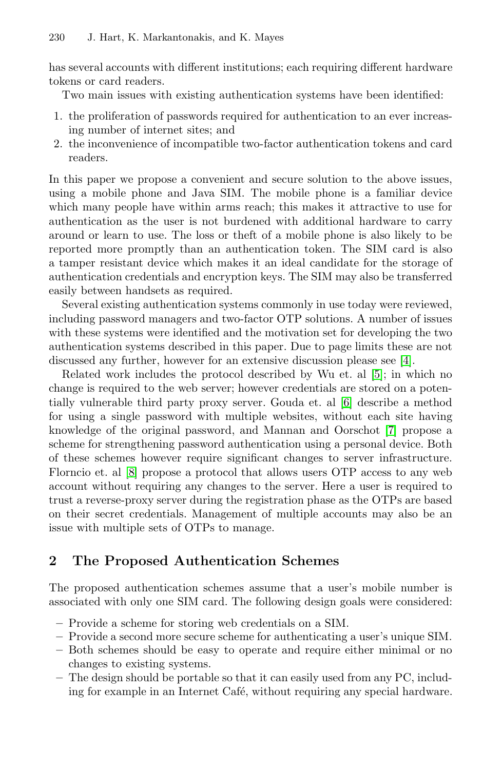has several accounts with different institutions; each requiring different hardware tokens or card readers.

Two main issues with existing authentication systems have been identified:

1. the proliferation of passwords required for authentication to an ever increasing number of internet sites; and
2. the inconvenience of incompatible two-factor authentication tokens and card readers.

In this paper we propose a convenient and secure solution to the above issues, using a mobile phone and Java SIM. The mobile phone is a familiar device which many people have within arms reach; this makes it attractive to use for authentication as the user is not burdened with additional hardware to carry around or learn to use. The loss or theft of a mobile phone is also likely to be reported more promptly than an authentication token. The SIM card is also a tamper resistant device which makes it an ideal candidate for the storage of authentication credentials and encryption keys. The SIM may also be transferred easily between handsets as required.

Several existing authentication systems commonly in use today were reviewed, including password managers and two-factor OTP solutions. A number of issues with these systems were identified and the motivation set for developing the two authentication systems described in this paper. Due to page limits these are not discussed any further, however for an extensive discussion please see [4].

Related work includes the protocol described by Wu et. al [5]; in which no change is required to the web server; however credentials are stored on a potentially vulnerable third party proxy server. Gouda et. al [6] describe a method for using a single password with multiple websites, without each site having knowledge of the original password, and Mannan and Oorschot [7] propose a scheme for strengthening password authentication using a personal device. Both of these schemes however require significant changes to server infrastructure. Florncio et. al [8] propose a protocol that allows users OTP access to any web account without requiring any changes to the server. Here a user is required to trust a reverse-proxy server during the registration phase as the OTPs are based on their secret credentials. Management of multiple accounts may also be an issue with multiple sets of OTPs to manage.

## 2 The Proposed Authentication Schemes

The proposed authentication schemes assume that a user's mobile number is associated with only one SIM card. The following design goals were considered:

- Provide a scheme for storing web credentials on a SIM.
- Provide a second more secure scheme for authenticating a user's unique SIM.
- Both schemes should be easy to operate and require either minimal or no changes to existing systems.
- The design should be portable so that it can easily used from any PC, including for example in an Internet Café, without requiring any special hardware.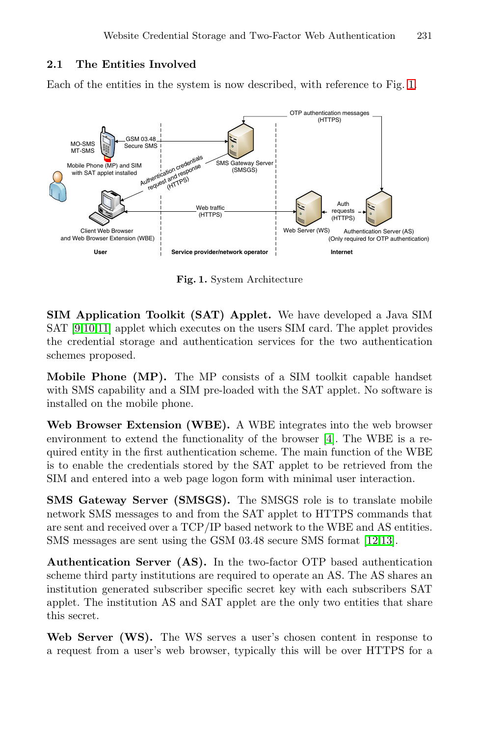## 2.1 The Entities Involved

Each of the entities in the system is now described, with reference to Fig. 1.

OTP authentication messages (HTTPS)

MO-SMS
MT-SMS

GSM 03.48 Secure SMS

Mobile Phone (MP) and SIM with SAT applet installed

Authentication credentials request and response (HTTPS)

SMS Gateway Server (SMSGS)

Web traffic (HTTPS)

Auth requests (HTTPS)

Client Web Browser and Web Browser Extension (WBE)

Web Server (WS)

Authentication Server (AS) (Only required for OTP authentication)

User

Service provider/network operator

Internet

**Fig. 1.** System Architecture

**SIM Application Toolkit (SAT) Applet.** We have developed a Java SIM SAT [9,10,11] applet which executes on the users SIM card. The applet provides the credential storage and authentication services for the two authentication schemes proposed.

**Mobile Phone (MP).** The MP consists of a SIM toolkit capable handset with SMS capability and a SIM pre-loaded with the SAT applet. No software is installed on the mobile phone.

**Web Browser Extension (WBE).** A WBE integrates into the web browser environment to extend the functionality of the browser [4]. The WBE is a required entity in the first authentication scheme. The main function of the WBE is to enable the credentials stored by the SAT applet to be retrieved from the SIM and entered into a web page logon form with minimal user interaction.

**SMS Gateway Server (SMSGS).** The SMSGS role is to translate mobile network SMS messages to and from the SAT applet to HTTPS commands that are sent and received over a TCP/IP based network to the WBE and AS entities. SMS messages are sent using the GSM 03.48 secure SMS format [12,13].

**Authentication Server (AS).** In the two-factor OTP based authentication scheme third party institutions are required to operate an AS. The AS shares an institution generated subscriber specific secret key with each subscribers SAT applet. The institution AS and SAT applet are the only two entities that share this secret.

**Web Server (WS).** The WS serves a user's chosen content in response to a request from a user's web browser, typically this will be over HTTPS for a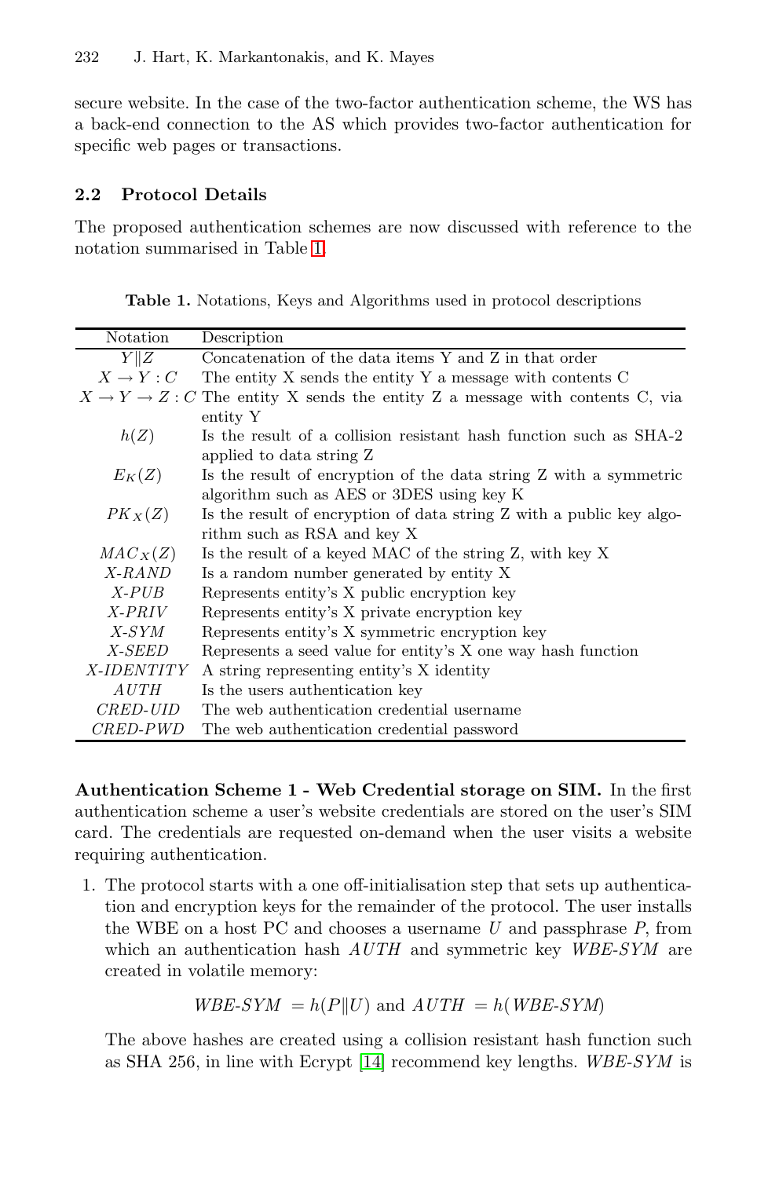secure website. In the case of the two-factor authentication scheme, the WS has a back-end connection to the AS which provides two-factor authentication for specific web pages or transactions.

### 2.2 Protocol Details

The proposed authentication schemes are now discussed with reference to the notation summarised in Table 1.

**Table 1.** Notations, Keys and Algorithms used in protocol descriptions

| Notation | Description |
|---|---|
| $Y \| Z$ | Concatenation of the data items Y and Z in that order |
| $X \rightarrow Y : C$ | The entity X sends the entity Y a message with contents C |
| $X \rightarrow Y \rightarrow Z : C$ | The entity X sends the entity Z a message with contents C, via entity Y |
| $h(Z)$ | Is the result of a collision resistant hash function such as SHA-2 applied to data string Z |
| $E_K(Z)$ | Is the result of encryption of the data string Z with a symmetric algorithm such as AES or 3DES using key K |
| $PK_X(Z)$ | Is the result of encryption of data string Z with a public key algorithm such as RSA and key X |
| $MAC_X(Z)$ | Is the result of a keyed MAC of the string Z, with key X |
| *X-RAND* | Is a random number generated by entity X |
| *X-PUB* | Represents entity's X public encryption key |
| *X-PRIV* | Represents entity's X private encryption key |
| *X-SYM* | Represents entity's X symmetric encryption key |
| *X-SEED* | Represents a seed value for entity's X one way hash function |
| *X-IDENTITY* | A string representing entity's X identity |
| *AUTH* | Is the users authentication key |
| *CRED-UID* | The web authentication credential username |
| *CRED-PWD* | The web authentication credential password |

**Authentication Scheme 1 - Web Credential storage on SIM.** In the first authentication scheme a user's website credentials are stored on the user's SIM card. The credentials are requested on-demand when the user visits a website requiring authentication.

1. The protocol starts with a one off-initialisation step that sets up authentication and encryption keys for the remainder of the protocol. The user installs the WBE on a host PC and chooses a username $U$ and passphrase $P$, from which an authentication hash $AUTH$ and symmetric key *WBE-SYM* are created in volatile memory:

$$\textit{WBE-SYM} = h(P\|U) \text{ and } AUTH = h(\textit{WBE-SYM})$$

The above hashes are created using a collision resistant hash function such as SHA 256, in line with Ecrypt [14] recommend key lengths. *WBE-SYM* is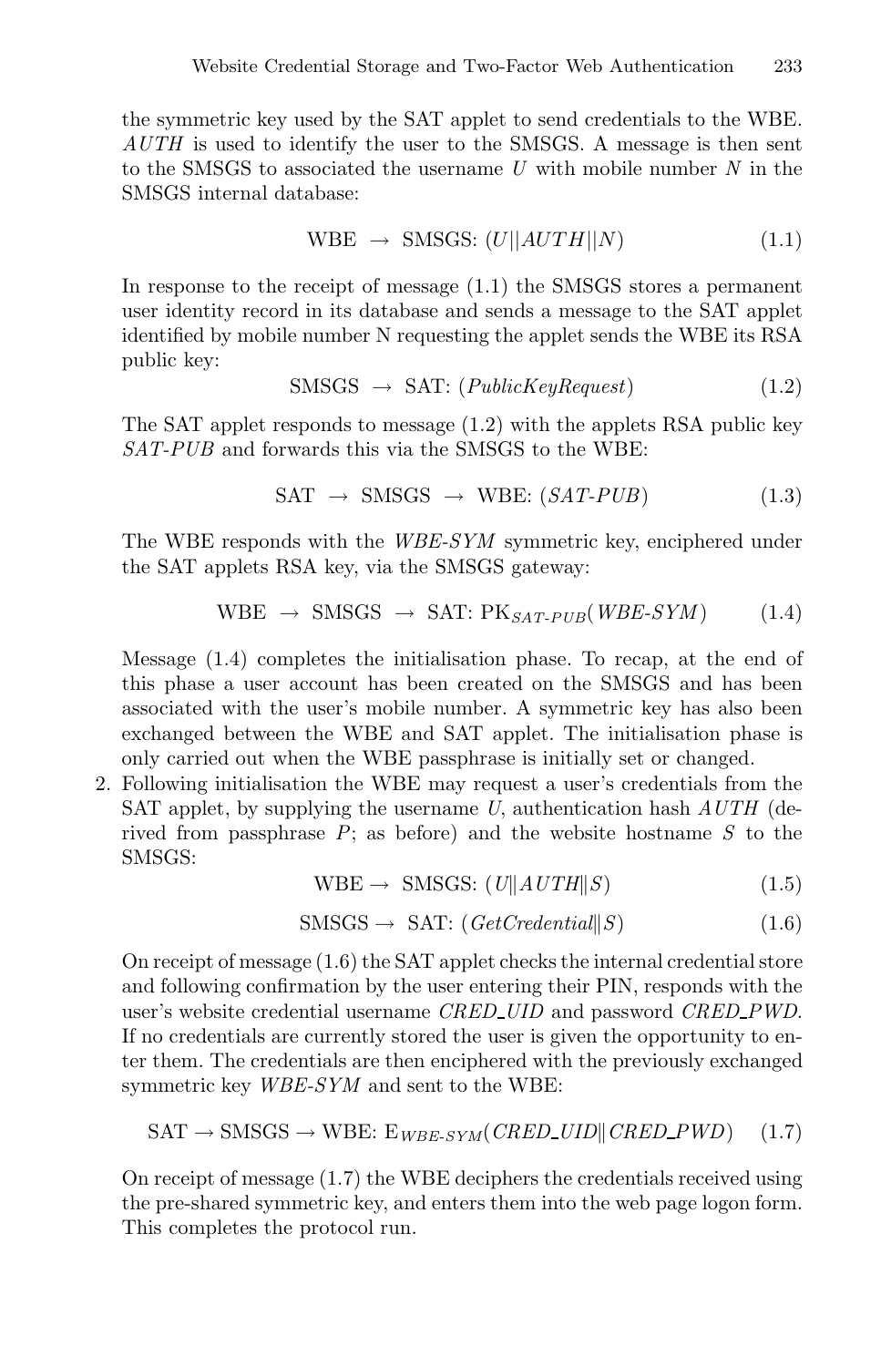the symmetric key used by the SAT applet to send credentials to the WBE. *AUTH* is used to identify the user to the SMSGS. A message is then sent to the SMSGS to associated the username $U$ with mobile number $N$ in the SMSGS internal database:

$$\text{WBE} \rightarrow \text{SMSGS: } (U||AUTH||N) \tag{1.1}$$

In response to the receipt of message (1.1) the SMSGS stores a permanent user identity record in its database and sends a message to the SAT applet identified by mobile number N requesting the applet sends the WBE its RSA public key:

$$\text{SMSGS} \rightarrow \text{SAT: } (\textit{PublicKeyRequest}) \tag{1.2}$$

The SAT applet responds to message (1.2) with the applets RSA public key *SAT-PUB* and forwards this via the SMSGS to the WBE:

$$\text{SAT} \rightarrow \text{SMSGS} \rightarrow \text{WBE: } (\textit{SAT-PUB}) \tag{1.3}$$

The WBE responds with the *WBE-SYM* symmetric key, enciphered under the SAT applets RSA key, via the SMSGS gateway:

$$\text{WBE} \rightarrow \text{SMSGS} \rightarrow \text{SAT: } \text{PK}_{\textit{SAT-PUB}}(\textit{WBE-SYM}) \tag{1.4}$$

Message (1.4) completes the initialisation phase. To recap, at the end of this phase a user account has been created on the SMSGS and has been associated with the user's mobile number. A symmetric key has also been exchanged between the WBE and SAT applet. The initialisation phase is only carried out when the WBE passphrase is initially set or changed.

2. Following initialisation the WBE may request a user's credentials from the SAT applet, by supplying the username $U$, authentication hash $AUTH$ (derived from passphrase $P$; as before) and the website hostname $S$ to the SMSGS:

$$\text{WBE} \rightarrow \text{SMSGS: } (U\|AUTH\|S) \tag{1.5}$$

$$\text{SMSGS} \rightarrow \text{SAT: } (\textit{GetCredential}\|S) \tag{1.6}$$

On receipt of message (1.6) the SAT applet checks the internal credential store and following confirmation by the user entering their PIN, responds with the user's website credential username *CRED_UID* and password *CRED_PWD*. If no credentials are currently stored the user is given the opportunity to enter them. The credentials are then enciphered with the previously exchanged symmetric key *WBE-SYM* and sent to the WBE:

$$\text{SAT} \rightarrow \text{SMSGS} \rightarrow \text{WBE: } \text{E}_{\textit{WBE-SYM}}(\textit{CRED\_UID}\|\textit{CRED\_PWD}) \tag{1.7}$$

On receipt of message (1.7) the WBE deciphers the credentials received using the pre-shared symmetric key, and enters them into the web page logon form. This completes the protocol run.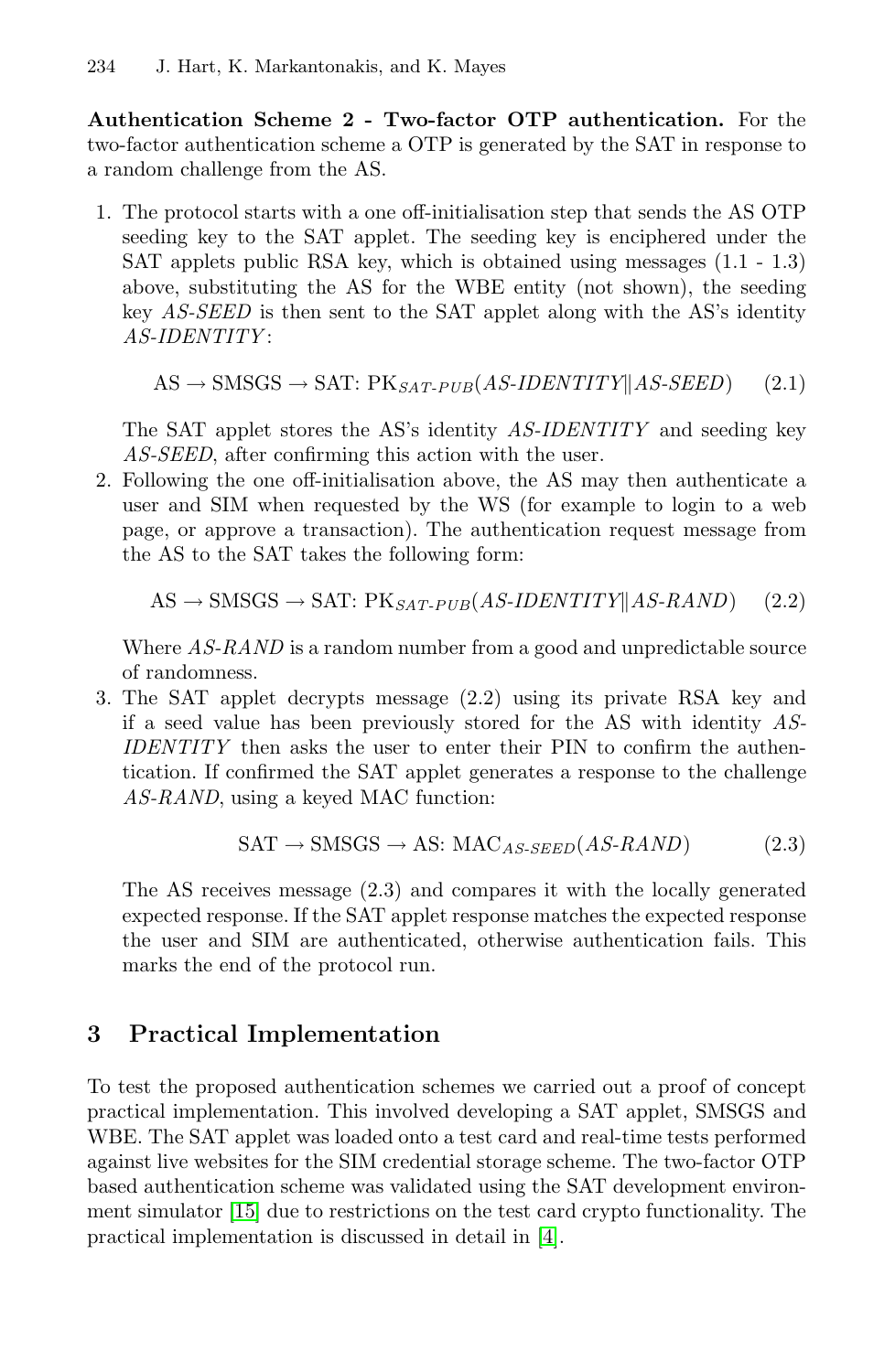**Authentication Scheme 2 - Two-factor OTP authentication.** For the two-factor authentication scheme a OTP is generated by the SAT in response to a random challenge from the AS.

1. The protocol starts with a one off-initialisation step that sends the AS OTP seeding key to the SAT applet. The seeding key is enciphered under the SAT applets public RSA key, which is obtained using messages (1.1 - 1.3) above, substituting the AS for the WBE entity (not shown), the seeding key *AS-SEED* is then sent to the SAT applet along with the AS's identity *AS-IDENTITY*:

   $$\text{AS} \rightarrow \text{SMSGS} \rightarrow \text{SAT: } \text{PK}_{SAT\text{-}PUB}(AS\text{-}IDENTITY \| AS\text{-}SEED) \quad (2.1)$$

   The SAT applet stores the AS's identity *AS-IDENTITY* and seeding key *AS-SEED*, after confirming this action with the user.

2. Following the one off-initialisation above, the AS may then authenticate a user and SIM when requested by the WS (for example to login to a web page, or approve a transaction). The authentication request message from the AS to the SAT takes the following form:

   $$\text{AS} \rightarrow \text{SMSGS} \rightarrow \text{SAT: } \text{PK}_{SAT\text{-}PUB}(AS\text{-}IDENTITY \| AS\text{-}RAND) \quad (2.2)$$

   Where *AS-RAND* is a random number from a good and unpredictable source of randomness.

3. The SAT applet decrypts message (2.2) using its private RSA key and if a seed value has been previously stored for the AS with identity *AS-IDENTITY* then asks the user to enter their PIN to confirm the authentication. If confirmed the SAT applet generates a response to the challenge *AS-RAND*, using a keyed MAC function:

   $$\text{SAT} \rightarrow \text{SMSGS} \rightarrow \text{AS: } \text{MAC}_{AS\text{-}SEED}(AS\text{-}RAND) \quad (2.3)$$

   The AS receives message (2.3) and compares it with the locally generated expected response. If the SAT applet response matches the expected response the user and SIM are authenticated, otherwise authentication fails. This marks the end of the protocol run.

## 3 Practical Implementation

To test the proposed authentication schemes we carried out a proof of concept practical implementation. This involved developing a SAT applet, SMSGS and WBE. The SAT applet was loaded onto a test card and real-time tests performed against live websites for the SIM credential storage scheme. The two-factor OTP based authentication scheme was validated using the SAT development environment simulator [15] due to restrictions on the test card crypto functionality. The practical implementation is discussed in detail in [4].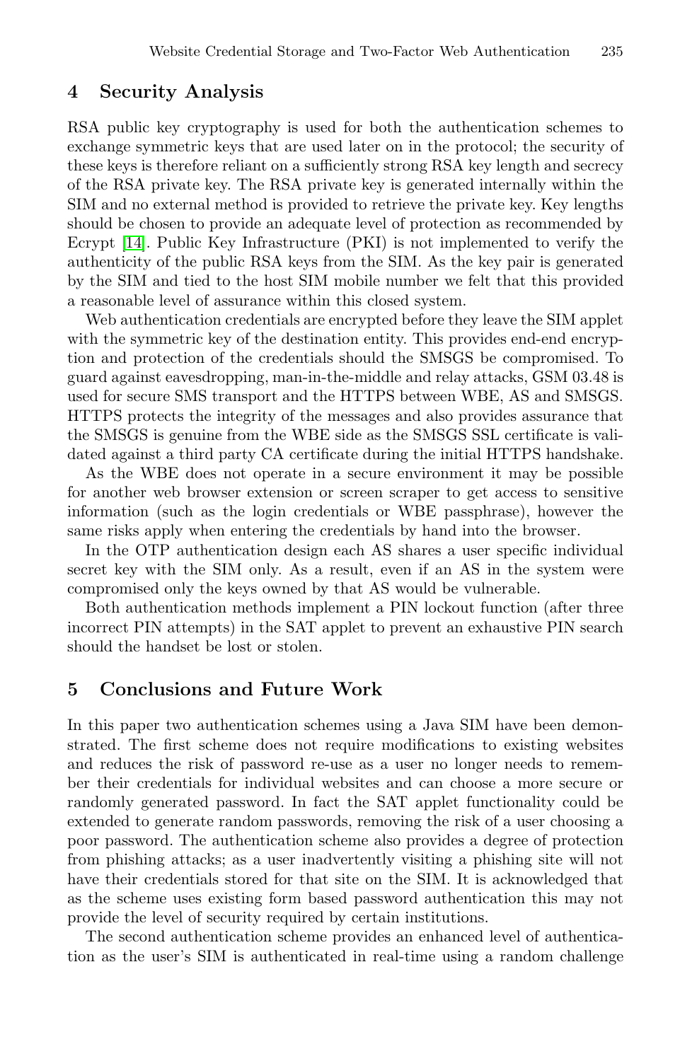## 4 Security Analysis

RSA public key cryptography is used for both the authentication schemes to exchange symmetric keys that are used later on in the protocol; the security of these keys is therefore reliant on a sufficiently strong RSA key length and secrecy of the RSA private key. The RSA private key is generated internally within the SIM and no external method is provided to retrieve the private key. Key lengths should be chosen to provide an adequate level of protection as recommended by Ecrypt [14]. Public Key Infrastructure (PKI) is not implemented to verify the authenticity of the public RSA keys from the SIM. As the key pair is generated by the SIM and tied to the host SIM mobile number we felt that this provided a reasonable level of assurance within this closed system.

Web authentication credentials are encrypted before they leave the SIM applet with the symmetric key of the destination entity. This provides end-end encryption and protection of the credentials should the SMSGS be compromised. To guard against eavesdropping, man-in-the-middle and relay attacks, GSM 03.48 is used for secure SMS transport and the HTTPS between WBE, AS and SMSGS. HTTPS protects the integrity of the messages and also provides assurance that the SMSGS is genuine from the WBE side as the SMSGS SSL certificate is validated against a third party CA certificate during the initial HTTPS handshake.

As the WBE does not operate in a secure environment it may be possible for another web browser extension or screen scraper to get access to sensitive information (such as the login credentials or WBE passphrase), however the same risks apply when entering the credentials by hand into the browser.

In the OTP authentication design each AS shares a user specific individual secret key with the SIM only. As a result, even if an AS in the system were compromised only the keys owned by that AS would be vulnerable.

Both authentication methods implement a PIN lockout function (after three incorrect PIN attempts) in the SAT applet to prevent an exhaustive PIN search should the handset be lost or stolen.

## 5 Conclusions and Future Work

In this paper two authentication schemes using a Java SIM have been demonstrated. The first scheme does not require modifications to existing websites and reduces the risk of password re-use as a user no longer needs to remember their credentials for individual websites and can choose a more secure or randomly generated password. In fact the SAT applet functionality could be extended to generate random passwords, removing the risk of a user choosing a poor password. The authentication scheme also provides a degree of protection from phishing attacks; as a user inadvertently visiting a phishing site will not have their credentials stored for that site on the SIM. It is acknowledged that as the scheme uses existing form based password authentication this may not provide the level of security required by certain institutions.

The second authentication scheme provides an enhanced level of authentication as the user's SIM is authenticated in real-time using a random challenge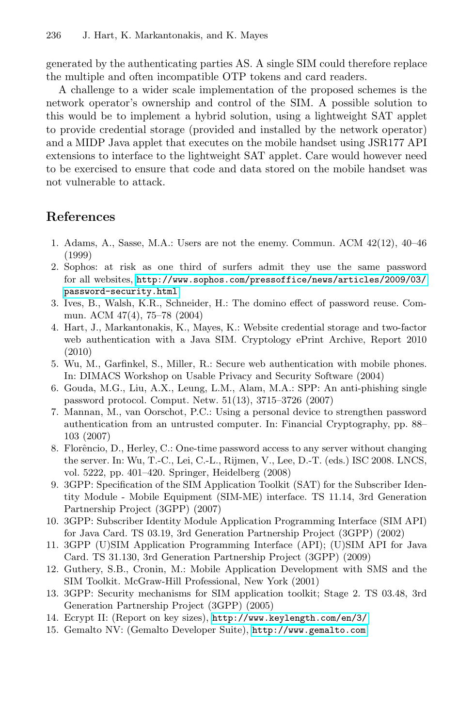generated by the authenticating parties AS. A single SIM could therefore replace the multiple and often incompatible OTP tokens and card readers.

A challenge to a wider scale implementation of the proposed schemes is the network operator's ownership and control of the SIM. A possible solution to this would be to implement a hybrid solution, using a lightweight SAT applet to provide credential storage (provided and installed by the network operator) and a MIDP Java applet that executes on the mobile handset using JSR177 API extensions to interface to the lightweight SAT applet. Care would however need to be exercised to ensure that code and data stored on the mobile handset was not vulnerable to attack.

## References

1. Adams, A., Sasse, M.A.: Users are not the enemy. Commun. ACM 42(12), 40–46 (1999)
2. Sophos: at risk as one third of surfers admit they use the same password for all websites, http://www.sophos.com/pressoffice/news/articles/2009/03/password-security.html
3. Ives, B., Walsh, K.R., Schneider, H.: The domino effect of password reuse. Commun. ACM 47(4), 75–78 (2004)
4. Hart, J., Markantonakis, K., Mayes, K.: Website credential storage and two-factor web authentication with a Java SIM. Cryptology ePrint Archive, Report 2010 (2010)
5. Wu, M., Garfinkel, S., Miller, R.: Secure web authentication with mobile phones. In: DIMACS Workshop on Usable Privacy and Security Software (2004)
6. Gouda, M.G., Liu, A.X., Leung, L.M., Alam, M.A.: SPP: An anti-phishing single password protocol. Comput. Netw. 51(13), 3715–3726 (2007)
7. Mannan, M., van Oorschot, P.C.: Using a personal device to strengthen password authentication from an untrusted computer. In: Financial Cryptography, pp. 88–103 (2007)
8. Florêncio, D., Herley, C.: One-time password access to any server without changing the server. In: Wu, T.-C., Lei, C.-L., Rijmen, V., Lee, D.-T. (eds.) ISC 2008. LNCS, vol. 5222, pp. 401–420. Springer, Heidelberg (2008)
9. 3GPP: Specification of the SIM Application Toolkit (SAT) for the Subscriber Identity Module - Mobile Equipment (SIM-ME) interface. TS 11.14, 3rd Generation Partnership Project (3GPP) (2007)
10. 3GPP: Subscriber Identity Module Application Programming Interface (SIM API) for Java Card. TS 03.19, 3rd Generation Partnership Project (3GPP) (2002)
11. 3GPP (U)SIM Application Programming Interface (API); (U)SIM API for Java Card. TS 31.130, 3rd Generation Partnership Project (3GPP) (2009)
12. Guthery, S.B., Cronin, M.: Mobile Application Development with SMS and the SIM Toolkit. McGraw-Hill Professional, New York (2001)
13. 3GPP: Security mechanisms for SIM application toolkit; Stage 2. TS 03.48, 3rd Generation Partnership Project (3GPP) (2005)
14. Ecrypt II: (Report on key sizes), http://www.keylength.com/en/3/
15. Gemalto NV: (Gemalto Developer Suite), http://www.gemalto.com